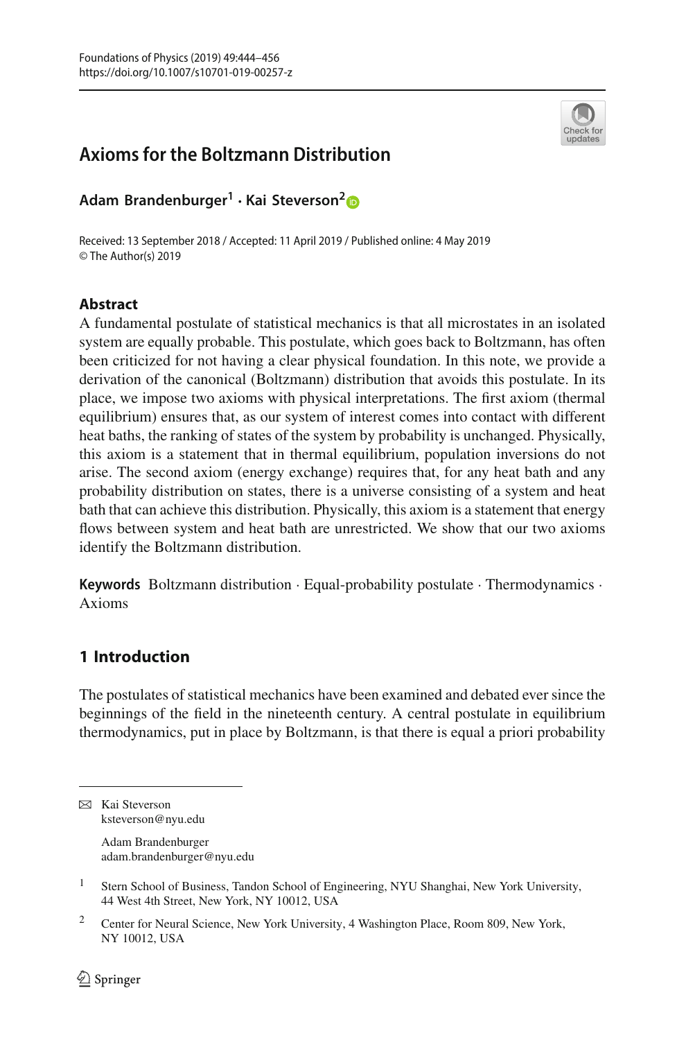# Axioms for the Boltzmann Distribution

**Adam Brandenburger[1] · Kai Steverson[2]**

Received: 13 September 2018 / Accepted: 11 April 2019 / Published online: 4 May 2019
© The Author(s) 2019

### Abstract

A fundamental postulate of statistical mechanics is that all microstates in an isolated system are equally probable. This postulate, which goes back to Boltzmann, has often been criticized for not having a clear physical foundation. In this note, we provide a derivation of the canonical (Boltzmann) distribution that avoids this postulate. In its place, we impose two axioms with physical interpretations. The first axiom (thermal equilibrium) ensures that, as our system of interest comes into contact with different heat baths, the ranking of states of the system by probability is unchanged. Physically, this axiom is a statement that in thermal equilibrium, population inversions do not arise. The second axiom (energy exchange) requires that, for any heat bath and any probability distribution on states, there is a universe consisting of a system and heat bath that can achieve this distribution. Physically, this axiom is a statement that energy flows between system and heat bath are unrestricted. We show that our two axioms identify the Boltzmann distribution.

**Keywords** Boltzmann distribution · Equal-probability postulate · Thermodynamics · Axioms

## 1 Introduction

The postulates of statistical mechanics have been examined and debated ever since the beginnings of the field in the nineteenth century. A central postulate in equilibrium thermodynamics, put in place by Boltzmann, is that there is equal a priori probability

---

✉ Kai Steverson
ksteverson@nyu.edu

Adam Brandenburger
adam.brandenburger@nyu.edu

[1] Stern School of Business, Tandon School of Engineering, NYU Shanghai, New York University, 44 West 4th Street, New York, NY 10012, USA

[2] Center for Neural Science, New York University, 4 Washington Place, Room 809, New York, NY 10012, USA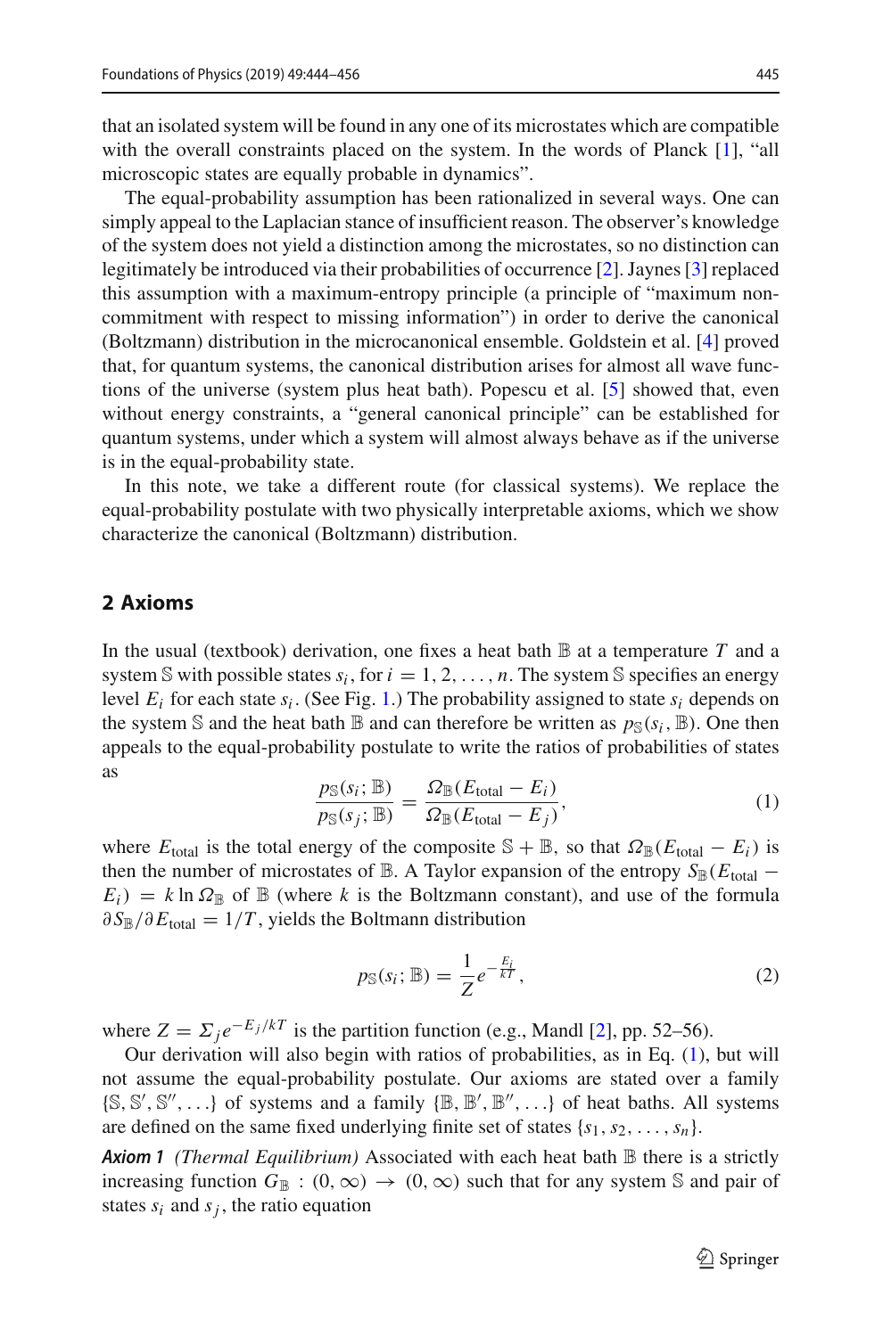that an isolated system will be found in any one of its microstates which are compatible with the overall constraints placed on the system. In the words of Planck [1], "all microscopic states are equally probable in dynamics".

The equal-probability assumption has been rationalized in several ways. One can simply appeal to the Laplacian stance of insufficient reason. The observer's knowledge of the system does not yield a distinction among the microstates, so no distinction can legitimately be introduced via their probabilities of occurrence [2]. Jaynes [3] replaced this assumption with a maximum-entropy principle (a principle of "maximum non-commitment with respect to missing information") in order to derive the canonical (Boltzmann) distribution in the microcanonical ensemble. Goldstein et al. [4] proved that, for quantum systems, the canonical distribution arises for almost all wave functions of the universe (system plus heat bath). Popescu et al. [5] showed that, even without energy constraints, a "general canonical principle" can be established for quantum systems, under which a system will almost always behave as if the universe is in the equal-probability state.

In this note, we take a different route (for classical systems). We replace the equal-probability postulate with two physically interpretable axioms, which we show characterize the canonical (Boltzmann) distribution.

## 2 Axioms

In the usual (textbook) derivation, one fixes a heat bath $\mathbb{B}$ at a temperature $T$ and a system $\mathbb{S}$ with possible states $s_i$, for $i = 1, 2, \ldots, n$. The system $\mathbb{S}$ specifies an energy level $E_i$ for each state $s_i$. (See Fig. 1.) The probability assigned to state $s_i$ depends on the system $\mathbb{S}$ and the heat bath $\mathbb{B}$ and can therefore be written as $p_{\mathbb{S}}(s_i; \mathbb{B})$. One then appeals to the equal-probability postulate to write the ratios of probabilities of states as

$$\frac{p_{\mathbb{S}}(s_i; \mathbb{B})}{p_{\mathbb{S}}(s_j; \mathbb{B})} = \frac{\Omega_{\mathbb{B}}(E_{\text{total}} - E_i)}{\Omega_{\mathbb{B}}(E_{\text{total}} - E_j)}, \tag{1}$$

where $E_{\text{total}}$ is the total energy of the composite $\mathbb{S} + \mathbb{B}$, so that $\Omega_{\mathbb{B}}(E_{\text{total}} - E_i)$ is then the number of microstates of $\mathbb{B}$. A Taylor expansion of the entropy $S_{\mathbb{B}}(E_{\text{total}} - E_i) = k \ln \Omega_{\mathbb{B}}$ of $\mathbb{B}$ (where $k$ is the Boltzmann constant), and use of the formula $\partial S_{\mathbb{B}} / \partial E_{\text{total}} = 1/T$, yields the Boltmann distribution

$$p_{\mathbb{S}}(s_i; \mathbb{B}) = \frac{1}{Z} e^{-\frac{E_i}{kT}}, \tag{2}$$

where $Z = \Sigma_j e^{-E_j/kT}$ is the partition function (e.g., Mandl [2], pp. 52–56).

Our derivation will also begin with ratios of probabilities, as in Eq. (1), but will not assume the equal-probability postulate. Our axioms are stated over a family $\{\mathbb{S}, \mathbb{S}', \mathbb{S}'', \ldots\}$ of systems and a family $\{\mathbb{B}, \mathbb{B}', \mathbb{B}'', \ldots\}$ of heat baths. All systems are defined on the same fixed underlying finite set of states $\{s_1, s_2, \ldots, s_n\}$.

***Axiom 1*** *(Thermal Equilibrium)* Associated with each heat bath $\mathbb{B}$ there is a strictly increasing function $G_{\mathbb{B}} : (0, \infty) \to (0, \infty)$ such that for any system $\mathbb{S}$ and pair of states $s_i$ and $s_j$, the ratio equation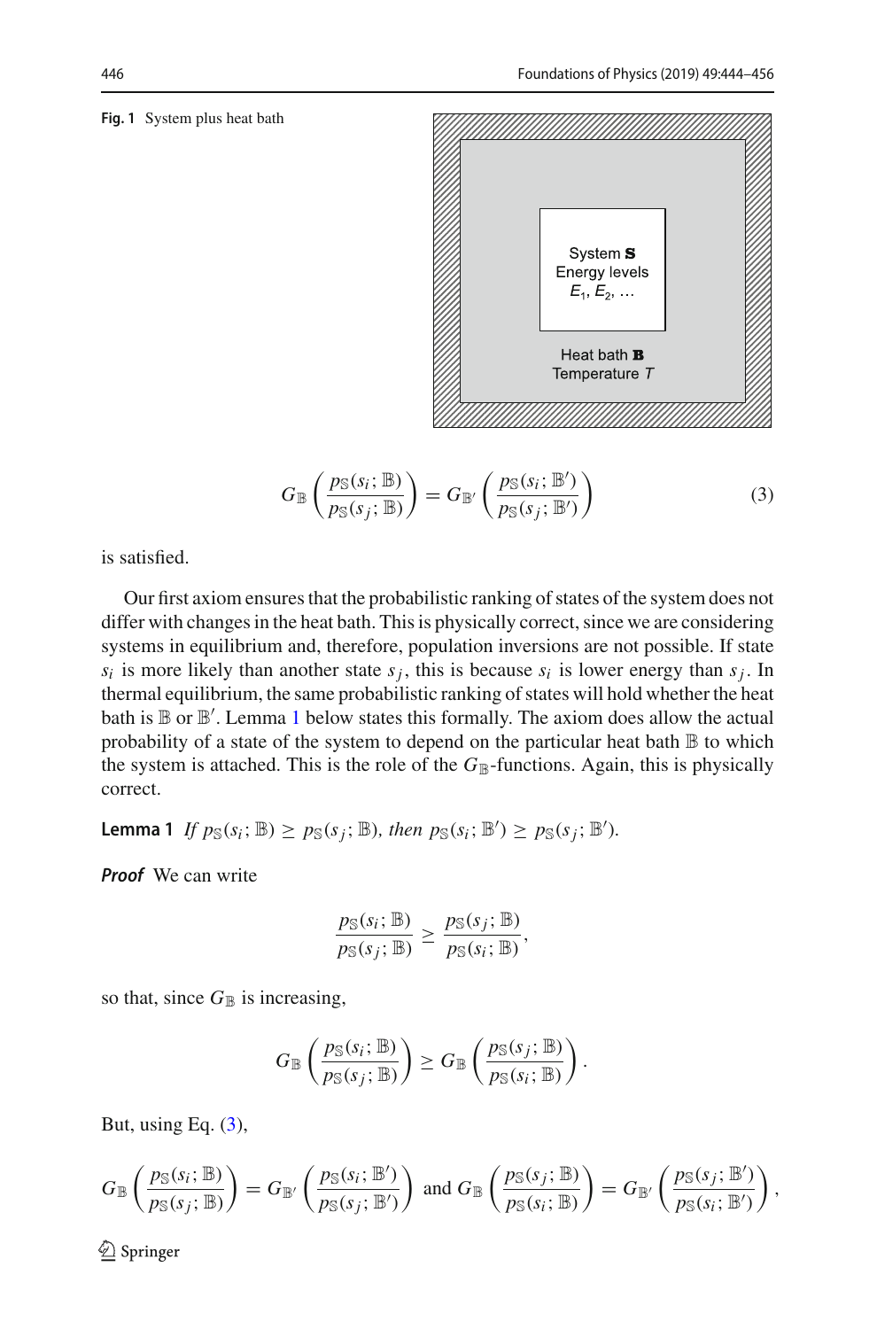Fig. 1 System plus heat bath

$$G_{\mathbb{B}}\left(\frac{p_{\mathbb{S}}(s_i;\mathbb{B})}{p_{\mathbb{S}}(s_j;\mathbb{B})}\right) = G_{\mathbb{B}'}\left(\frac{p_{\mathbb{S}}(s_i;\mathbb{B}')}{p_{\mathbb{S}}(s_j;\mathbb{B}')}\right) \tag{3}$$

is satisfied.

Our first axiom ensures that the probabilistic ranking of states of the system does not differ with changes in the heat bath. This is physically correct, since we are considering systems in equilibrium and, therefore, population inversions are not possible. If state $s_i$ is more likely than another state $s_j$, this is because $s_i$ is lower energy than $s_j$. In thermal equilibrium, the same probabilistic ranking of states will hold whether the heat bath is $\mathbb{B}$ or $\mathbb{B}'$. Lemma 1 below states this formally. The axiom does allow the actual probability of a state of the system to depend on the particular heat bath $\mathbb{B}$ to which the system is attached. This is the role of the $G_{\mathbb{B}}$-functions. Again, this is physically correct.

**Lemma 1** *If* $p_{\mathbb{S}}(s_i;\mathbb{B}) \geq p_{\mathbb{S}}(s_j;\mathbb{B})$*, then* $p_{\mathbb{S}}(s_i;\mathbb{B}') \geq p_{\mathbb{S}}(s_j;\mathbb{B}')$.

***Proof*** We can write

$$\frac{p_{\mathbb{S}}(s_i;\mathbb{B})}{p_{\mathbb{S}}(s_j;\mathbb{B})} \geq \frac{p_{\mathbb{S}}(s_j;\mathbb{B})}{p_{\mathbb{S}}(s_i;\mathbb{B})},$$

so that, since $G_{\mathbb{B}}$ is increasing,

$$G_{\mathbb{B}}\left(\frac{p_{\mathbb{S}}(s_i;\mathbb{B})}{p_{\mathbb{S}}(s_j;\mathbb{B})}\right) \geq G_{\mathbb{B}}\left(\frac{p_{\mathbb{S}}(s_j;\mathbb{B})}{p_{\mathbb{S}}(s_i;\mathbb{B})}\right).$$

But, using Eq. (3),

$$G_{\mathbb{B}}\left(\frac{p_{\mathbb{S}}(s_i;\mathbb{B})}{p_{\mathbb{S}}(s_j;\mathbb{B})}\right) = G_{\mathbb{B}'}\left(\frac{p_{\mathbb{S}}(s_i;\mathbb{B}')}{p_{\mathbb{S}}(s_j;\mathbb{B}')}\right) \text{ and } G_{\mathbb{B}}\left(\frac{p_{\mathbb{S}}(s_j;\mathbb{B})}{p_{\mathbb{S}}(s_i;\mathbb{B})}\right) = G_{\mathbb{B}'}\left(\frac{p_{\mathbb{S}}(s_j;\mathbb{B}')}{p_{\mathbb{S}}(s_i;\mathbb{B}')}\right),$$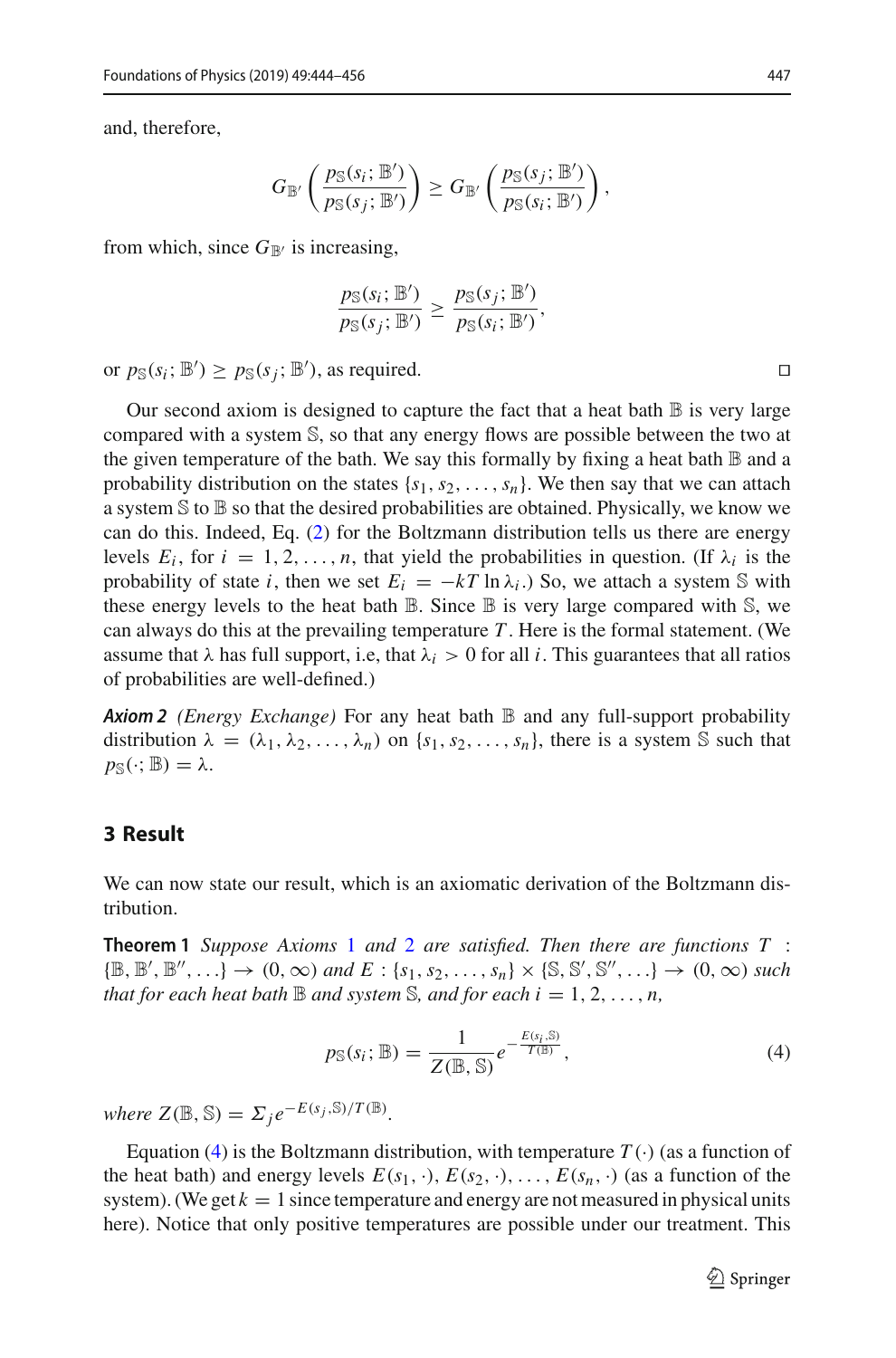and, therefore,

$$G_{\mathbb{B}'}\left(\frac{p_{\mathbb{S}}(s_i;\mathbb{B}')}{p_{\mathbb{S}}(s_j;\mathbb{B}')}\right) \geq G_{\mathbb{B}'}\left(\frac{p_{\mathbb{S}}(s_j;\mathbb{B}')}{p_{\mathbb{S}}(s_i;\mathbb{B}')}\right),$$

from which, since $G_{\mathbb{B}'}$ is increasing,

$$\frac{p_{\mathbb{S}}(s_i;\mathbb{B}')}{p_{\mathbb{S}}(s_j;\mathbb{B}')} \geq \frac{p_{\mathbb{S}}(s_j;\mathbb{B}')}{p_{\mathbb{S}}(s_i;\mathbb{B}')},$$

or $p_{\mathbb{S}}(s_i;\mathbb{B}') \geq p_{\mathbb{S}}(s_j;\mathbb{B}')$, as required. □

Our second axiom is designed to capture the fact that a heat bath $\mathbb{B}$ is very large compared with a system $\mathbb{S}$, so that any energy flows are possible between the two at the given temperature of the bath. We say this formally by fixing a heat bath $\mathbb{B}$ and a probability distribution on the states $\{s_1, s_2, \ldots, s_n\}$. We then say that we can attach a system $\mathbb{S}$ to $\mathbb{B}$ so that the desired probabilities are obtained. Physically, we know we can do this. Indeed, Eq. (2) for the Boltzmann distribution tells us there are energy levels $E_i$, for $i = 1, 2, \ldots, n$, that yield the probabilities in question. (If $\lambda_i$ is the probability of state $i$, then we set $E_i = -kT \ln \lambda_i$.) So, we attach a system $\mathbb{S}$ with these energy levels to the heat bath $\mathbb{B}$. Since $\mathbb{B}$ is very large compared with $\mathbb{S}$, we can always do this at the prevailing temperature $T$. Here is the formal statement. (We assume that $\lambda$ has full support, i.e, that $\lambda_i > 0$ for all $i$. This guarantees that all ratios of probabilities are well-defined.)

***Axiom 2*** *(Energy Exchange)* For any heat bath $\mathbb{B}$ and any full-support probability distribution $\lambda = (\lambda_1, \lambda_2, \ldots, \lambda_n)$ on $\{s_1, s_2, \ldots, s_n\}$, there is a system $\mathbb{S}$ such that $p_{\mathbb{S}}(\cdot; \mathbb{B}) = \lambda$.

## 3 Result

We can now state our result, which is an axiomatic derivation of the Boltzmann distribution.

**Theorem 1** *Suppose Axioms 1 and 2 are satisfied. Then there are functions $T : \{\mathbb{B}, \mathbb{B}', \mathbb{B}'', \ldots\} \to (0, \infty)$ and $E : \{s_1, s_2, \ldots, s_n\} \times \{\mathbb{S}, \mathbb{S}', \mathbb{S}'', \ldots\} \to (0, \infty)$ such that for each heat bath $\mathbb{B}$ and system $\mathbb{S}$, and for each $i = 1, 2, \ldots, n$,*

$$p_{\mathbb{S}}(s_i; \mathbb{B}) = \frac{1}{Z(\mathbb{B}, \mathbb{S})} e^{-\frac{E(s_i, \mathbb{S})}{T(\mathbb{B})}}, \tag{4}$$

*where $Z(\mathbb{B}, \mathbb{S}) = \Sigma_j e^{-E(s_j, \mathbb{S})/T(\mathbb{B})}$.*

Equation (4) is the Boltzmann distribution, with temperature $T(\cdot)$ (as a function of the heat bath) and energy levels $E(s_1, \cdot), E(s_2, \cdot), \ldots, E(s_n, \cdot)$ (as a function of the system). (We get $k = 1$ since temperature and energy are not measured in physical units here). Notice that only positive temperatures are possible under our treatment. This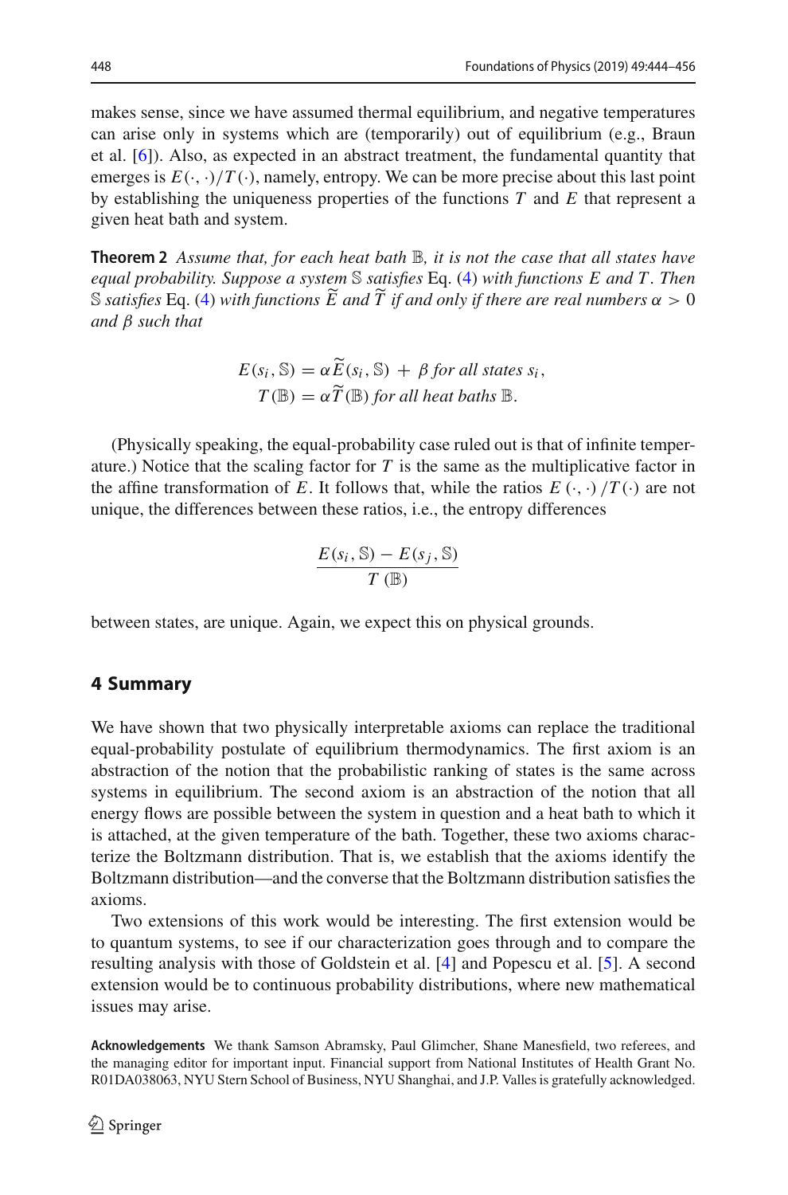makes sense, since we have assumed thermal equilibrium, and negative temperatures can arise only in systems which are (temporarily) out of equilibrium (e.g., Braun et al. [6]). Also, as expected in an abstract treatment, the fundamental quantity that emerges is $E(\cdot, \cdot)/T(\cdot)$, namely, entropy. We can be more precise about this last point by establishing the uniqueness properties of the functions $T$ and $E$ that represent a given heat bath and system.

**Theorem 2** *Assume that, for each heat bath $\mathbb{B}$, it is not the case that all states have equal probability. Suppose a system $\mathbb{S}$ satisfies* Eq. (4) *with functions $E$ and $T$. Then $\mathbb{S}$ satisfies* Eq. (4) *with functions $\widetilde{E}$ and $\widetilde{T}$ if and only if there are real numbers $\alpha > 0$ and $\beta$ such that*

$$E(s_i, \mathbb{S}) = \alpha \widetilde{E}(s_i, \mathbb{S}) + \beta \text{ for all states } s_i,$$
$$T(\mathbb{B}) = \alpha \widetilde{T}(\mathbb{B}) \text{ for all heat baths } \mathbb{B}.$$

(Physically speaking, the equal-probability case ruled out is that of infinite temperature.) Notice that the scaling factor for $T$ is the same as the multiplicative factor in the affine transformation of $E$. It follows that, while the ratios $E(\cdot, \cdot)/T(\cdot)$ are not unique, the differences between these ratios, i.e., the entropy differences

$$\frac{E(s_i, \mathbb{S}) - E(s_j, \mathbb{S})}{T(\mathbb{B})}$$

between states, are unique. Again, we expect this on physical grounds.

## 4 Summary

We have shown that two physically interpretable axioms can replace the traditional equal-probability postulate of equilibrium thermodynamics. The first axiom is an abstraction of the notion that the probabilistic ranking of states is the same across systems in equilibrium. The second axiom is an abstraction of the notion that all energy flows are possible between the system in question and a heat bath to which it is attached, at the given temperature of the bath. Together, these two axioms characterize the Boltzmann distribution. That is, we establish that the axioms identify the Boltzmann distribution—and the converse that the Boltzmann distribution satisfies the axioms.

Two extensions of this work would be interesting. The first extension would be to quantum systems, to see if our characterization goes through and to compare the resulting analysis with those of Goldstein et al. [4] and Popescu et al. [5]. A second extension would be to continuous probability distributions, where new mathematical issues may arise.

**Acknowledgements** We thank Samson Abramsky, Paul Glimcher, Shane Manesfield, two referees, and the managing editor for important input. Financial support from National Institutes of Health Grant No. R01DA038063, NYU Stern School of Business, NYU Shanghai, and J.P. Valles is gratefully acknowledged.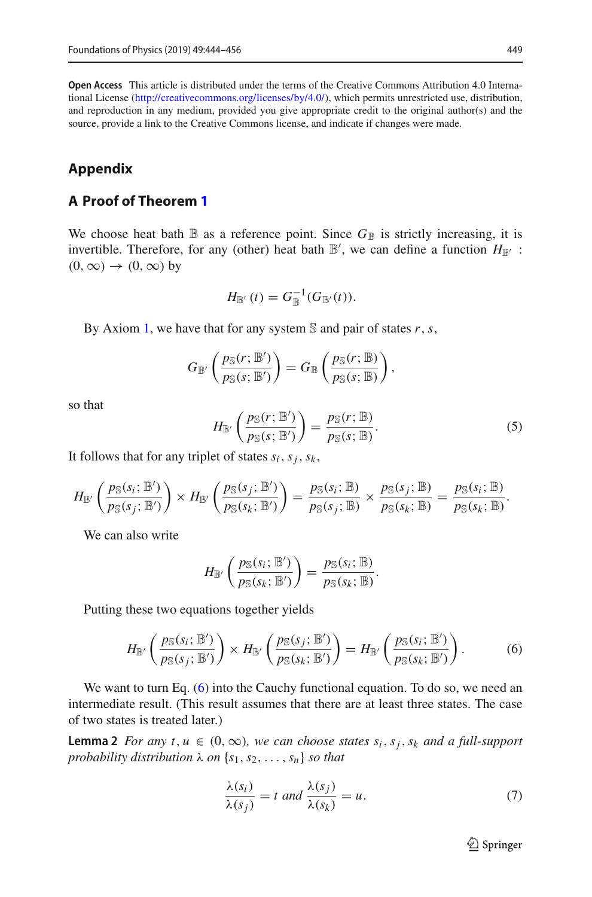**Open Access** This article is distributed under the terms of the Creative Commons Attribution 4.0 International License (http://creativecommons.org/licenses/by/4.0/), which permits unrestricted use, distribution, and reproduction in any medium, provided you give appropriate credit to the original author(s) and the source, provide a link to the Creative Commons license, and indicate if changes were made.

## Appendix

### A Proof of Theorem 1

We choose heat bath $\mathbb{B}$ as a reference point. Since $G_{\mathbb{B}}$ is strictly increasing, it is invertible. Therefore, for any (other) heat bath $\mathbb{B}'$, we can define a function $H_{\mathbb{B}'} : (0, \infty) \to (0, \infty)$ by

$$H_{\mathbb{B}'}(t) = G_{\mathbb{B}}^{-1}(G_{\mathbb{B}'}(t)).$$

By Axiom 1, we have that for any system $\mathbb{S}$ and pair of states $r, s$,

$$G_{\mathbb{B}'}\left(\frac{p_{\mathbb{S}}(r; \mathbb{B}')}{p_{\mathbb{S}}(s; \mathbb{B}')}\right) = G_{\mathbb{B}}\left(\frac{p_{\mathbb{S}}(r; \mathbb{B})}{p_{\mathbb{S}}(s; \mathbb{B})}\right),$$

so that

$$H_{\mathbb{B}'}\left(\frac{p_{\mathbb{S}}(r; \mathbb{B}')}{p_{\mathbb{S}}(s; \mathbb{B}')}\right) = \frac{p_{\mathbb{S}}(r; \mathbb{B})}{p_{\mathbb{S}}(s; \mathbb{B})}. \tag{5}$$

It follows that for any triplet of states $s_i, s_j, s_k$,

$$H_{\mathbb{B}'}\left(\frac{p_{\mathbb{S}}(s_i; \mathbb{B}')}{p_{\mathbb{S}}(s_j; \mathbb{B}')}\right) \times H_{\mathbb{B}'}\left(\frac{p_{\mathbb{S}}(s_j; \mathbb{B}')}{p_{\mathbb{S}}(s_k; \mathbb{B}')}\right) = \frac{p_{\mathbb{S}}(s_i; \mathbb{B})}{p_{\mathbb{S}}(s_j; \mathbb{B})} \times \frac{p_{\mathbb{S}}(s_j; \mathbb{B})}{p_{\mathbb{S}}(s_k; \mathbb{B})} = \frac{p_{\mathbb{S}}(s_i; \mathbb{B})}{p_{\mathbb{S}}(s_k; \mathbb{B})}.$$

We can also write

$$H_{\mathbb{B}'}\left(\frac{p_{\mathbb{S}}(s_i; \mathbb{B}')}{p_{\mathbb{S}}(s_k; \mathbb{B}')}\right) = \frac{p_{\mathbb{S}}(s_i; \mathbb{B})}{p_{\mathbb{S}}(s_k; \mathbb{B})}.$$

Putting these two equations together yields

$$H_{\mathbb{B}'}\left(\frac{p_{\mathbb{S}}(s_i; \mathbb{B}')}{p_{\mathbb{S}}(s_j; \mathbb{B}')}\right) \times H_{\mathbb{B}'}\left(\frac{p_{\mathbb{S}}(s_j; \mathbb{B}')}{p_{\mathbb{S}}(s_k; \mathbb{B}')}\right) = H_{\mathbb{B}'}\left(\frac{p_{\mathbb{S}}(s_i; \mathbb{B}')}{p_{\mathbb{S}}(s_k; \mathbb{B}')}\right). \tag{6}$$

We want to turn Eq. (6) into the Cauchy functional equation. To do so, we need an intermediate result. (This result assumes that there are at least three states. The case of two states is treated later.)

**Lemma 2** *For any $t, u \in (0, \infty)$, we can choose states $s_i, s_j, s_k$ and a full-support probability distribution $\lambda$ on $\{s_1, s_2, \ldots, s_n\}$ so that*

$$\frac{\lambda(s_i)}{\lambda(s_j)} = t \text{ and } \frac{\lambda(s_j)}{\lambda(s_k)} = u. \tag{7}$$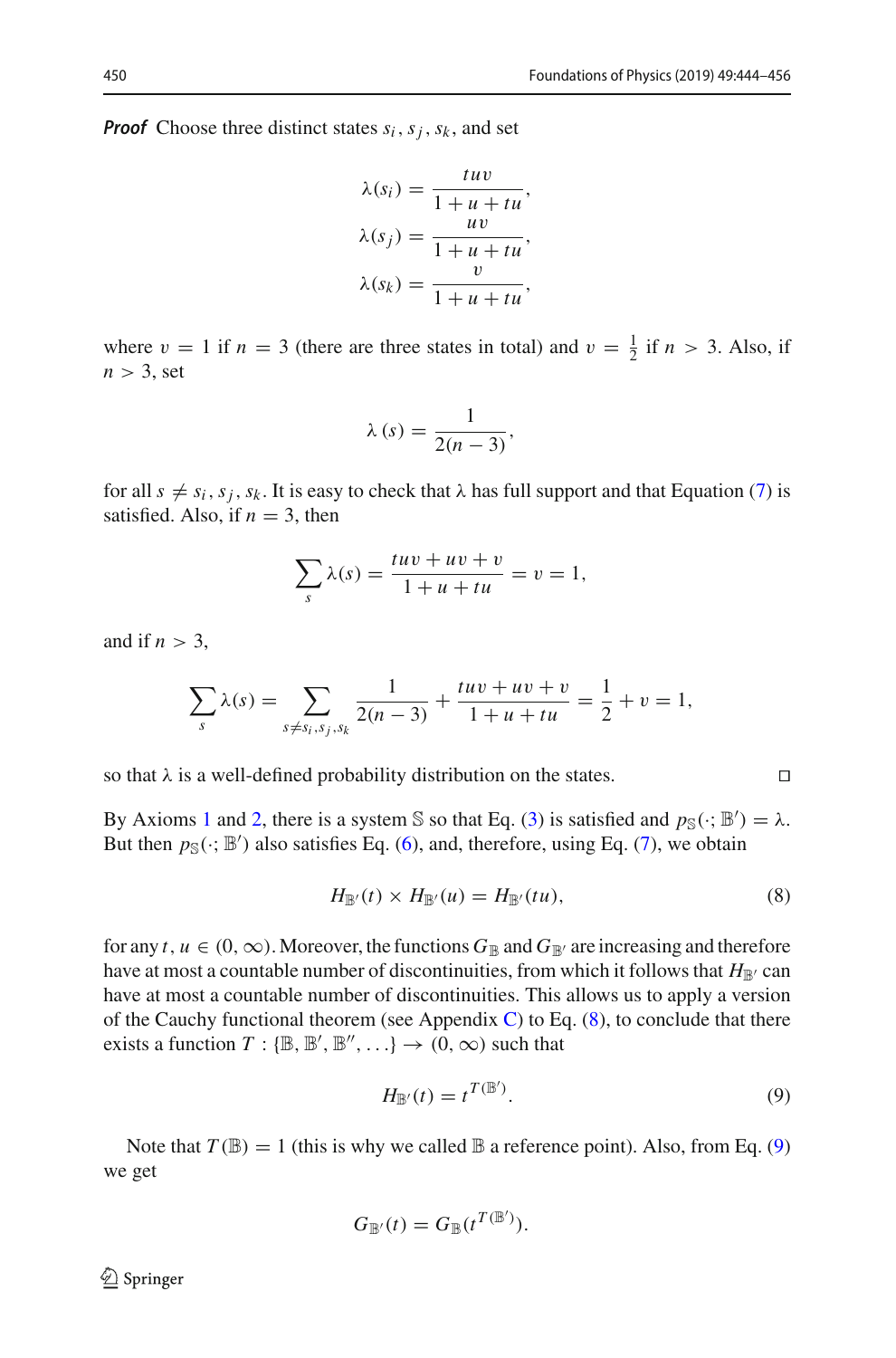***Proof*** Choose three distinct states $s_i, s_j, s_k$, and set

$$\lambda(s_i) = \frac{tuv}{1+u+tu},$$
$$\lambda(s_j) = \frac{uv}{1+u+tu},$$
$$\lambda(s_k) = \frac{v}{1+u+tu},$$

where $v = 1$ if $n = 3$ (there are three states in total) and $v = \frac{1}{2}$ if $n > 3$. Also, if $n > 3$, set

$$\lambda(s) = \frac{1}{2(n-3)},$$

for all $s \neq s_i, s_j, s_k$. It is easy to check that $\lambda$ has full support and that Equation (7) is satisfied. Also, if $n = 3$, then

$$\sum_s \lambda(s) = \frac{tuv + uv + v}{1+u+tu} = v = 1,$$

and if $n > 3$,

$$\sum_s \lambda(s) = \sum_{s \neq s_i, s_j, s_k} \frac{1}{2(n-3)} + \frac{tuv + uv + v}{1+u+tu} = \frac{1}{2} + v = 1,$$

so that $\lambda$ is a well-defined probability distribution on the states. □

By Axioms 1 and 2, there is a system $\mathbb{S}$ so that Eq. (3) is satisfied and $p_{\mathbb{S}}(\cdot; \mathbb{B}') = \lambda$. But then $p_{\mathbb{S}}(\cdot; \mathbb{B}')$ also satisfies Eq. (6), and, therefore, using Eq. (7), we obtain

$$H_{\mathbb{B}'}(t) \times H_{\mathbb{B}'}(u) = H_{\mathbb{B}'}(tu), \tag{8}$$

for any $t, u \in (0, \infty)$. Moreover, the functions $G_{\mathbb{B}}$ and $G_{\mathbb{B}'}$ are increasing and therefore have at most a countable number of discontinuities, from which it follows that $H_{\mathbb{B}'}$ can have at most a countable number of discontinuities. This allows us to apply a version of the Cauchy functional theorem (see Appendix C) to Eq. (8), to conclude that there exists a function $T : \{\mathbb{B}, \mathbb{B}', \mathbb{B}'', \ldots\} \to (0, \infty)$ such that

$$H_{\mathbb{B}'}(t) = t^{T(\mathbb{B}')}. \tag{9}$$

Note that $T(\mathbb{B}) = 1$ (this is why we called $\mathbb{B}$ a reference point). Also, from Eq. (9) we get

$$G_{\mathbb{B}'}(t) = G_{\mathbb{B}}(t^{T(\mathbb{B}')}).$$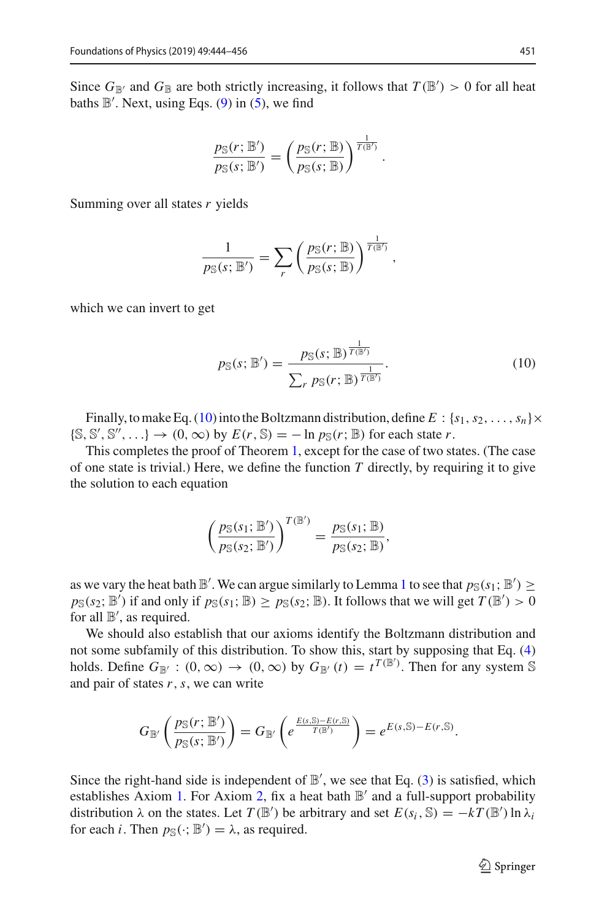Since $G_{\mathbb{B}'}$ and $G_{\mathbb{B}}$ are both strictly increasing, it follows that $T(\mathbb{B}') > 0$ for all heat baths $\mathbb{B}'$. Next, using Eqs. (9) in (5), we find

$$\frac{p_{\mathbb{S}}(r;\mathbb{B}')}{p_{\mathbb{S}}(s;\mathbb{B}')} = \left(\frac{p_{\mathbb{S}}(r;\mathbb{B})}{p_{\mathbb{S}}(s;\mathbb{B})}\right)^{\frac{1}{T(\mathbb{B}')}}.$$

Summing over all states $r$ yields

$$\frac{1}{p_{\mathbb{S}}(s;\mathbb{B}')} = \sum_r \left(\frac{p_{\mathbb{S}}(r;\mathbb{B})}{p_{\mathbb{S}}(s;\mathbb{B})}\right)^{\frac{1}{T(\mathbb{B}')}},$$

which we can invert to get

$$p_{\mathbb{S}}(s;\mathbb{B}') = \frac{p_{\mathbb{S}}(s;\mathbb{B})^{\frac{1}{T(\mathbb{B}')}}}{\sum_r p_{\mathbb{S}}(r;\mathbb{B})^{\frac{1}{T(\mathbb{B}')}}}. \tag{10}$$

Finally, to make Eq. (10) into the Boltzmann distribution, define $E : \{s_1, s_2, \ldots, s_n\} \times \{\mathbb{S}, \mathbb{S}', \mathbb{S}'', \ldots\} \to (0, \infty)$ by $E(r, \mathbb{S}) = -\ln p_{\mathbb{S}}(r;\mathbb{B})$ for each state $r$.

This completes the proof of Theorem 1, except for the case of two states. (The case of one state is trivial.) Here, we define the function $T$ directly, by requiring it to give the solution to each equation

$$\left(\frac{p_{\mathbb{S}}(s_1;\mathbb{B}')}{p_{\mathbb{S}}(s_2;\mathbb{B}')}\right)^{T(\mathbb{B}')} = \frac{p_{\mathbb{S}}(s_1;\mathbb{B})}{p_{\mathbb{S}}(s_2;\mathbb{B})},$$

as we vary the heat bath $\mathbb{B}'$. We can argue similarly to Lemma 1 to see that $p_{\mathbb{S}}(s_1;\mathbb{B}') \geq p_{\mathbb{S}}(s_2;\mathbb{B}')$ if and only if $p_{\mathbb{S}}(s_1;\mathbb{B}) \geq p_{\mathbb{S}}(s_2;\mathbb{B})$. It follows that we will get $T(\mathbb{B}') > 0$ for all $\mathbb{B}'$, as required.

We should also establish that our axioms identify the Boltzmann distribution and not some subfamily of this distribution. To show this, start by supposing that Eq. (4) holds. Define $G_{\mathbb{B}'} : (0, \infty) \to (0, \infty)$ by $G_{\mathbb{B}'}(t) = t^{T(\mathbb{B}')}$. Then for any system $\mathbb{S}$ and pair of states $r, s$, we can write

$$G_{\mathbb{B}'}\left(\frac{p_{\mathbb{S}}(r;\mathbb{B}')}{p_{\mathbb{S}}(s;\mathbb{B}')}\right) = G_{\mathbb{B}'}\left(e^{\frac{E(s,\mathbb{S})-E(r,\mathbb{S})}{T(\mathbb{B}')}}\right) = e^{E(s,\mathbb{S})-E(r,\mathbb{S})}.$$

Since the right-hand side is independent of $\mathbb{B}'$, we see that Eq. (3) is satisfied, which establishes Axiom 1. For Axiom 2, fix a heat bath $\mathbb{B}'$ and a full-support probability distribution $\lambda$ on the states. Let $T(\mathbb{B}')$ be arbitrary and set $E(s_i, \mathbb{S}) = -kT(\mathbb{B}')\ln \lambda_i$ for each $i$. Then $p_{\mathbb{S}}(\cdot;\mathbb{B}') = \lambda$, as required.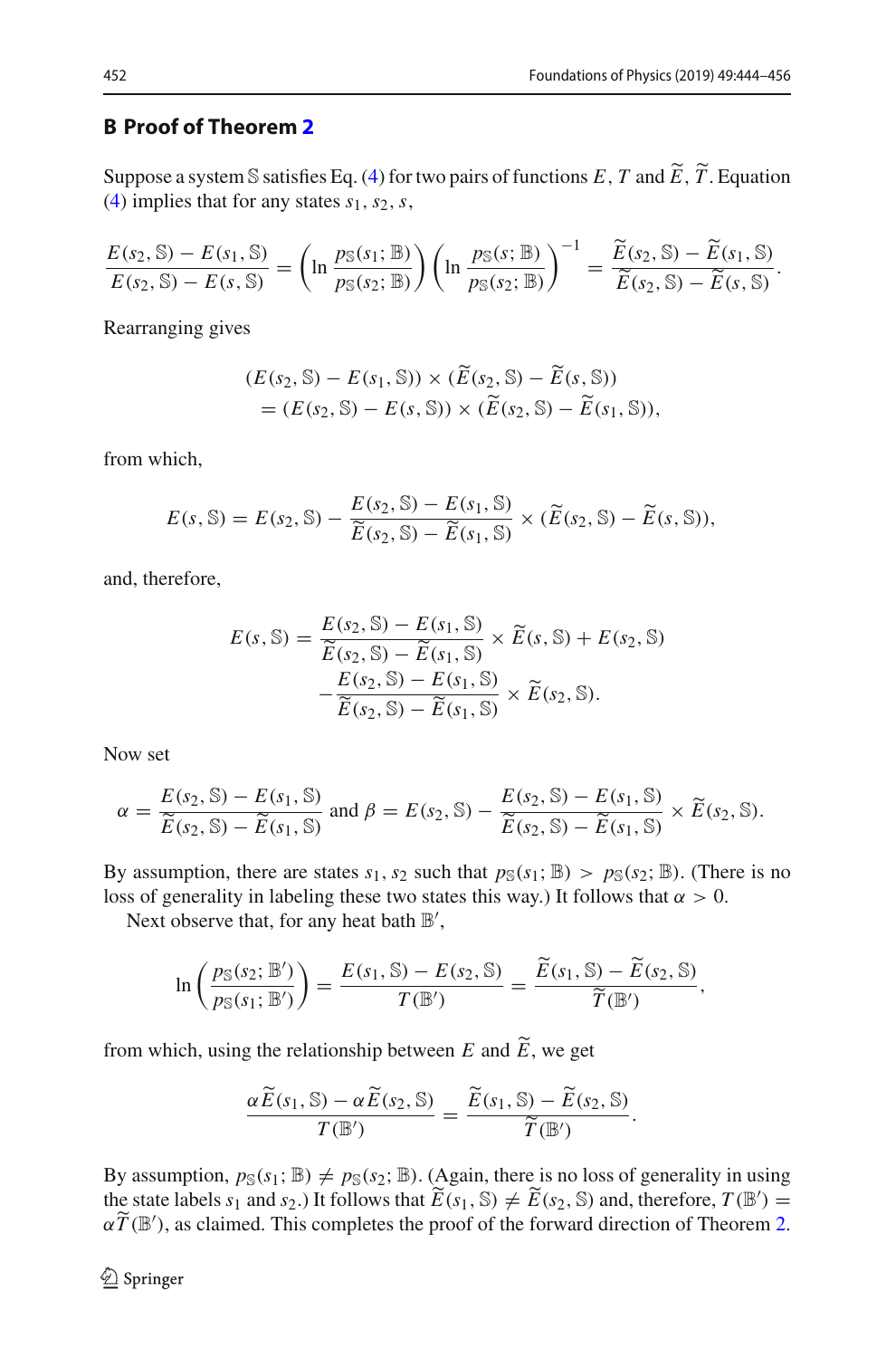## B Proof of Theorem 2

Suppose a system $\mathbb{S}$ satisfies Eq. (4) for two pairs of functions $E$, $T$ and $\widetilde{E}$, $\widetilde{T}$. Equation (4) implies that for any states $s_1$, $s_2$, $s$,

$$\frac{E(s_2,\mathbb{S}) - E(s_1,\mathbb{S})}{E(s_2,\mathbb{S}) - E(s,\mathbb{S})} = \left(\ln \frac{p_{\mathbb{S}}(s_1;\mathbb{B})}{p_{\mathbb{S}}(s_2;\mathbb{B})}\right)\left(\ln \frac{p_{\mathbb{S}}(s;\mathbb{B})}{p_{\mathbb{S}}(s_2;\mathbb{B})}\right)^{-1} = \frac{\widetilde{E}(s_2,\mathbb{S}) - \widetilde{E}(s_1,\mathbb{S})}{\widetilde{E}(s_2,\mathbb{S}) - \widetilde{E}(s,\mathbb{S})}.$$

Rearranging gives

$$\begin{aligned}
&(E(s_2,\mathbb{S}) - E(s_1,\mathbb{S})) \times (\widetilde{E}(s_2,\mathbb{S}) - \widetilde{E}(s,\mathbb{S})) \\
&\quad = (E(s_2,\mathbb{S}) - E(s,\mathbb{S})) \times (\widetilde{E}(s_2,\mathbb{S}) - \widetilde{E}(s_1,\mathbb{S})),
\end{aligned}$$

from which,

$$E(s,\mathbb{S}) = E(s_2,\mathbb{S}) - \frac{E(s_2,\mathbb{S}) - E(s_1,\mathbb{S})}{\widetilde{E}(s_2,\mathbb{S}) - \widetilde{E}(s_1,\mathbb{S})} \times (\widetilde{E}(s_2,\mathbb{S}) - \widetilde{E}(s,\mathbb{S})),$$

and, therefore,

$$\begin{aligned}
E(s,\mathbb{S}) = &\frac{E(s_2,\mathbb{S}) - E(s_1,\mathbb{S})}{\widetilde{E}(s_2,\mathbb{S}) - \widetilde{E}(s_1,\mathbb{S})} \times \widetilde{E}(s,\mathbb{S}) + E(s_2,\mathbb{S}) \\
&- \frac{E(s_2,\mathbb{S}) - E(s_1,\mathbb{S})}{\widetilde{E}(s_2,\mathbb{S}) - \widetilde{E}(s_1,\mathbb{S})} \times \widetilde{E}(s_2,\mathbb{S}).
\end{aligned}$$

Now set

$$\alpha = \frac{E(s_2,\mathbb{S}) - E(s_1,\mathbb{S})}{\widetilde{E}(s_2,\mathbb{S}) - \widetilde{E}(s_1,\mathbb{S})} \text{ and } \beta = E(s_2,\mathbb{S}) - \frac{E(s_2,\mathbb{S}) - E(s_1,\mathbb{S})}{\widetilde{E}(s_2,\mathbb{S}) - \widetilde{E}(s_1,\mathbb{S})} \times \widetilde{E}(s_2,\mathbb{S}).$$

By assumption, there are states $s_1$, $s_2$ such that $p_{\mathbb{S}}(s_1;\mathbb{B}) > p_{\mathbb{S}}(s_2;\mathbb{B})$. (There is no loss of generality in labeling these two states this way.) It follows that $\alpha > 0$.

Next observe that, for any heat bath $\mathbb{B}'$,

$$\ln\left(\frac{p_{\mathbb{S}}(s_2;\mathbb{B}')}{p_{\mathbb{S}}(s_1;\mathbb{B}')}\right) = \frac{E(s_1,\mathbb{S}) - E(s_2,\mathbb{S})}{T(\mathbb{B}')} = \frac{\widetilde{E}(s_1,\mathbb{S}) - \widetilde{E}(s_2,\mathbb{S})}{\widetilde{T}(\mathbb{B}')},$$

from which, using the relationship between $E$ and $\widetilde{E}$, we get

$$\frac{\alpha\widetilde{E}(s_1,\mathbb{S}) - \alpha\widetilde{E}(s_2,\mathbb{S})}{T(\mathbb{B}')} = \frac{\widetilde{E}(s_1,\mathbb{S}) - \widetilde{E}(s_2,\mathbb{S})}{\widetilde{T}(\mathbb{B}')}.$$

By assumption, $p_{\mathbb{S}}(s_1;\mathbb{B}) \neq p_{\mathbb{S}}(s_2;\mathbb{B})$. (Again, there is no loss of generality in using the state labels $s_1$ and $s_2$.) It follows that $\widetilde{E}(s_1,\mathbb{S}) \neq \widetilde{E}(s_2,\mathbb{S})$ and, therefore, $T(\mathbb{B}') = \alpha\widetilde{T}(\mathbb{B}')$, as claimed. This completes the proof of the forward direction of Theorem 2.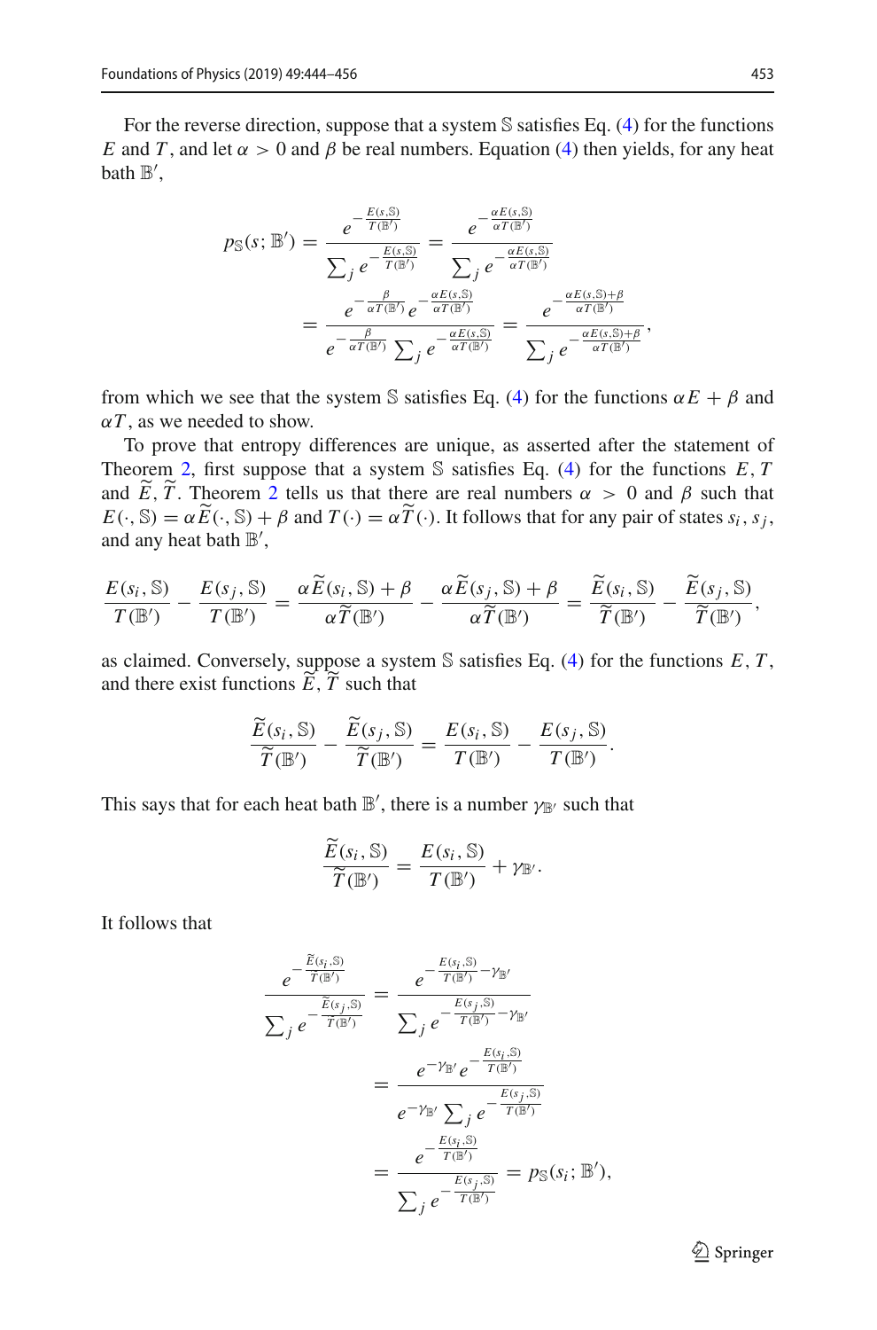For the reverse direction, suppose that a system $\mathbb{S}$ satisfies Eq. (4) for the functions $E$ and $T$, and let $\alpha > 0$ and $\beta$ be real numbers. Equation (4) then yields, for any heat bath $\mathbb{B}'$,

$$
\begin{aligned}
p_{\mathbb{S}}(s;\mathbb{B}') &= \frac{e^{-\frac{E(s,\mathbb{S})}{T(\mathbb{B}')}}}{\sum_j e^{-\frac{E(s,\mathbb{S})}{T(\mathbb{B}')}}} = \frac{e^{-\frac{\alpha E(s,\mathbb{S})}{\alpha T(\mathbb{B}')}}}{\sum_j e^{-\frac{\alpha E(s,\mathbb{S})}{\alpha T(\mathbb{B}')}}} \\
&= \frac{e^{-\frac{\beta}{\alpha T(\mathbb{B}')}} e^{-\frac{\alpha E(s,\mathbb{S})}{\alpha T(\mathbb{B}')}}}{e^{-\frac{\beta}{\alpha T(\mathbb{B}')}} \sum_j e^{-\frac{\alpha E(s,\mathbb{S})}{\alpha T(\mathbb{B}')}}} = \frac{e^{-\frac{\alpha E(s,\mathbb{S})+\beta}{\alpha T(\mathbb{B}')}}}{\sum_j e^{-\frac{\alpha E(s,\mathbb{S})+\beta}{\alpha T(\mathbb{B}')}}},
\end{aligned}
$$

from which we see that the system $\mathbb{S}$ satisfies Eq. (4) for the functions $\alpha E + \beta$ and $\alpha T$, as we needed to show.

To prove that entropy differences are unique, as asserted after the statement of Theorem 2, first suppose that a system $\mathbb{S}$ satisfies Eq. (4) for the functions $E, T$ and $\widetilde{E}, \widetilde{T}$. Theorem 2 tells us that there are real numbers $\alpha > 0$ and $\beta$ such that $E(\cdot,\mathbb{S}) = \alpha\widetilde{E}(\cdot,\mathbb{S}) + \beta$ and $T(\cdot) = \alpha\widetilde{T}(\cdot)$. It follows that for any pair of states $s_i, s_j$, and any heat bath $\mathbb{B}'$,

$$
\frac{E(s_i,\mathbb{S})}{T(\mathbb{B}')} - \frac{E(s_j,\mathbb{S})}{T(\mathbb{B}')} = \frac{\alpha\widetilde{E}(s_i,\mathbb{S})+\beta}{\alpha\widetilde{T}(\mathbb{B}')} - \frac{\alpha\widetilde{E}(s_j,\mathbb{S})+\beta}{\alpha\widetilde{T}(\mathbb{B}')} = \frac{\widetilde{E}(s_i,\mathbb{S})}{\widetilde{T}(\mathbb{B}')} - \frac{\widetilde{E}(s_j,\mathbb{S})}{\widetilde{T}(\mathbb{B}')},
$$

as claimed. Conversely, suppose a system $\mathbb{S}$ satisfies Eq. (4) for the functions $E, T$, and there exist functions $\widetilde{E}, \widetilde{T}$ such that

$$
\frac{\widetilde{E}(s_i,\mathbb{S})}{\widetilde{T}(\mathbb{B}')} - \frac{\widetilde{E}(s_j,\mathbb{S})}{\widetilde{T}(\mathbb{B}')} = \frac{E(s_i,\mathbb{S})}{T(\mathbb{B}')} - \frac{E(s_j,\mathbb{S})}{T(\mathbb{B}')}.
$$

This says that for each heat bath $\mathbb{B}'$, there is a number $\gamma_{\mathbb{B}'}$ such that

$$
\frac{\widetilde{E}(s_i,\mathbb{S})}{\widetilde{T}(\mathbb{B}')} = \frac{E(s_i,\mathbb{S})}{T(\mathbb{B}')} + \gamma_{\mathbb{B}'}.
$$

It follows that

$$
\begin{aligned}
\frac{e^{-\frac{\widetilde{E}(s_i,\mathbb{S})}{\widetilde{T}(\mathbb{B}')}}}{\sum_j e^{-\frac{\widetilde{E}(s_j,\mathbb{S})}{\widetilde{T}(\mathbb{B}')}}} &= \frac{e^{-\frac{E(s_i,\mathbb{S})}{T(\mathbb{B}')}-\gamma_{\mathbb{B}'}}}{\sum_j e^{-\frac{E(s_j,\mathbb{S})}{T(\mathbb{B}')}-\gamma_{\mathbb{B}'}}} \\
&= \frac{e^{-\gamma_{\mathbb{B}'}} e^{-\frac{E(s_i,\mathbb{S})}{T(\mathbb{B}')}}}{e^{-\gamma_{\mathbb{B}'}} \sum_j e^{-\frac{E(s_j,\mathbb{S})}{T(\mathbb{B}')}}} \\
&= \frac{e^{-\frac{E(s_i,\mathbb{S})}{T(\mathbb{B}')}}}{\sum_j e^{-\frac{E(s_j,\mathbb{S})}{T(\mathbb{B}')}}} = p_{\mathbb{S}}(s_i;\mathbb{B}'),
\end{aligned}
$$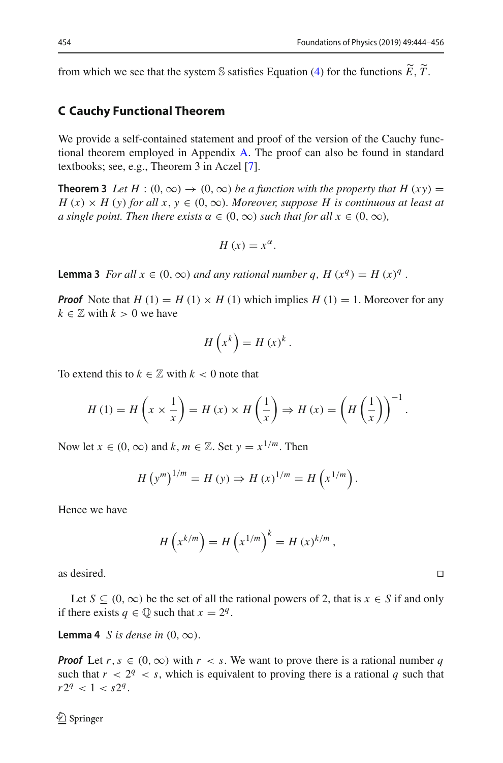from which we see that the system $\mathbb{S}$ satisfies Equation (4) for the functions $\widetilde{E}, \widetilde{T}$.

## C Cauchy Functional Theorem

We provide a self-contained statement and proof of the version of the Cauchy functional theorem employed in Appendix A. The proof can also be found in standard textbooks; see, e.g., Theorem 3 in Aczel [7].

**Theorem 3** *Let $H : (0, \infty) \to (0, \infty)$ be a function with the property that $H(xy) = H(x) \times H(y)$ for all $x, y \in (0, \infty)$. Moreover, suppose $H$ is continuous at least at a single point. Then there exists $\alpha \in (0, \infty)$ such that for all $x \in (0, \infty)$,*

$$H(x) = x^{\alpha}.$$

**Lemma 3** *For all $x \in (0, \infty)$ and any rational number $q$, $H(x^q) = H(x)^q$.*

***Proof*** Note that $H(1) = H(1) \times H(1)$ which implies $H(1) = 1$. Moreover for any $k \in \mathbb{Z}$ with $k > 0$ we have

$$H\left(x^k\right) = H(x)^k.$$

To extend this to $k \in \mathbb{Z}$ with $k < 0$ note that

$$H(1) = H\left(x \times \frac{1}{x}\right) = H(x) \times H\left(\frac{1}{x}\right) \Rightarrow H(x) = \left(H\left(\frac{1}{x}\right)\right)^{-1}.$$

Now let $x \in (0, \infty)$ and $k, m \in \mathbb{Z}$. Set $y = x^{1/m}$. Then

$$H\left(y^m\right)^{1/m} = H(y) \Rightarrow H(x)^{1/m} = H\left(x^{1/m}\right).$$

Hence we have

$$H\left(x^{k/m}\right) = H\left(x^{1/m}\right)^k = H(x)^{k/m},$$

as desired. □

Let $S \subseteq (0, \infty)$ be the set of all the rational powers of 2, that is $x \in S$ if and only if there exists $q \in \mathbb{Q}$ such that $x = 2^q$.

**Lemma 4** *$S$ is dense in $(0, \infty)$.*

***Proof*** Let $r, s \in (0, \infty)$ with $r < s$. We want to prove there is a rational number $q$ such that $r < 2^q < s$, which is equivalent to proving there is a rational $q$ such that $r2^q < 1 < s2^q$.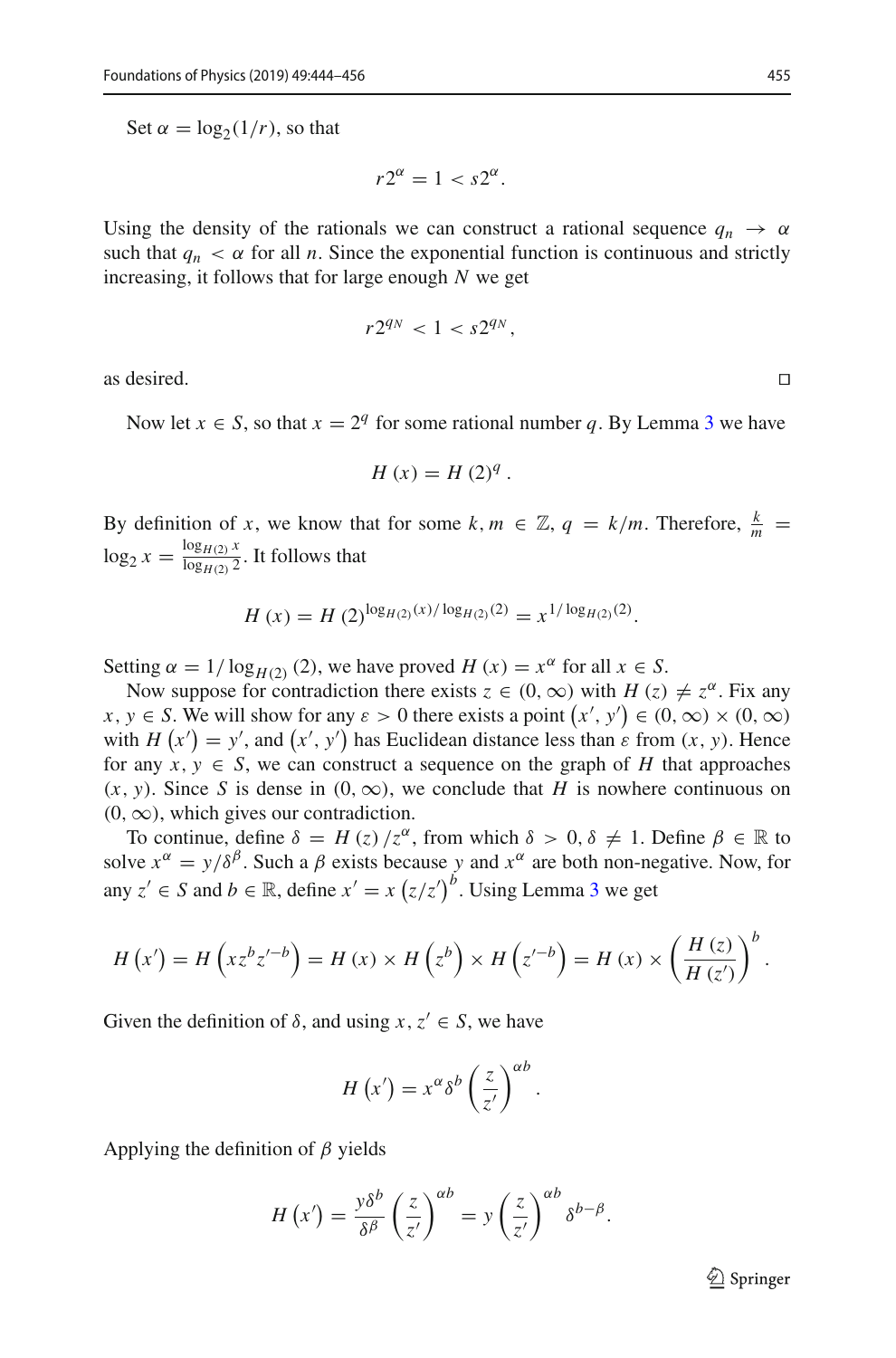Set $\alpha = \log_2(1/r)$, so that

$$r2^{\alpha} = 1 < s2^{\alpha}.$$

Using the density of the rationals we can construct a rational sequence $q_n \to \alpha$ such that $q_n < \alpha$ for all $n$. Since the exponential function is continuous and strictly increasing, it follows that for large enough $N$ we get

$$r2^{q_N} < 1 < s2^{q_N},$$

as desired. $\square$

Now let $x \in S$, so that $x = 2^q$ for some rational number $q$. By Lemma 3 we have

$$H(x) = H(2)^q.$$

By definition of $x$, we know that for some $k, m \in \mathbb{Z}$, $q = k/m$. Therefore, $\frac{k}{m} = \log_2 x = \frac{\log_{H(2)} x}{\log_{H(2)} 2}$. It follows that

$$H(x) = H(2)^{\log_{H(2)}(x)/\log_{H(2)}(2)} = x^{1/\log_{H(2)}(2)}.$$

Setting $\alpha = 1/\log_{H(2)}(2)$, we have proved $H(x) = x^{\alpha}$ for all $x \in S$.

Now suppose for contradiction there exists $z \in (0, \infty)$ with $H(z) \neq z^{\alpha}$. Fix any $x, y \in S$. We will show for any $\varepsilon > 0$ there exists a point $(x', y') \in (0, \infty) \times (0, \infty)$ with $H(x') = y'$, and $(x', y')$ has Euclidean distance less than $\varepsilon$ from $(x, y)$. Hence for any $x, y \in S$, we can construct a sequence on the graph of $H$ that approaches $(x, y)$. Since $S$ is dense in $(0, \infty)$, we conclude that $H$ is nowhere continuous on $(0, \infty)$, which gives our contradiction.

To continue, define $\delta = H(z)/z^{\alpha}$, from which $\delta > 0$, $\delta \neq 1$. Define $\beta \in \mathbb{R}$ to solve $x^{\alpha} = y/\delta^{\beta}$. Such a $\beta$ exists because $y$ and $x^{\alpha}$ are both non-negative. Now, for any $z' \in S$ and $b \in \mathbb{R}$, define $x' = x\left(z/z'\right)^b$. Using Lemma 3 we get

$$H\left(x'\right) = H\left(xz^b z'^{-b}\right) = H(x) \times H\left(z^b\right) \times H\left(z'^{-b}\right) = H(x) \times \left(\frac{H(z)}{H(z')}\right)^b.$$

Given the definition of $\delta$, and using $x, z' \in S$, we have

$$H\left(x'\right) = x^{\alpha}\delta^b\left(\frac{z}{z'}\right)^{\alpha b}.$$

Applying the definition of $\beta$ yields

$$H\left(x'\right) = \frac{y\delta^b}{\delta^{\beta}}\left(\frac{z}{z'}\right)^{\alpha b} = y\left(\frac{z}{z'}\right)^{\alpha b}\delta^{b-\beta}.$$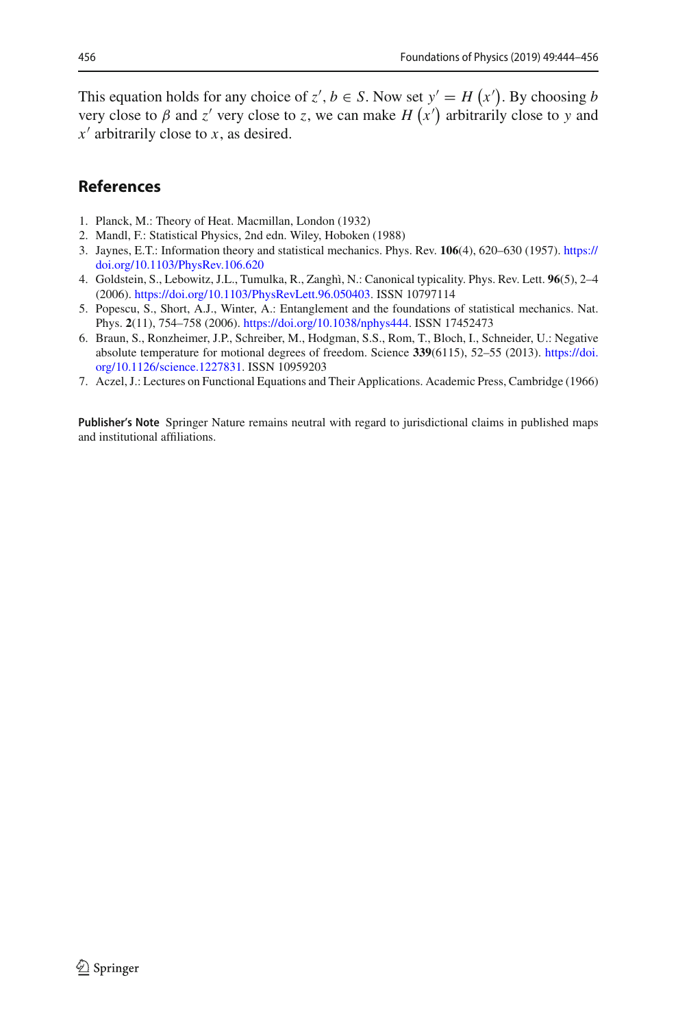This equation holds for any choice of $z', b \in S$. Now set $y' = H\left(x'\right)$. By choosing $b$ very close to $\beta$ and $z'$ very close to $z$, we can make $H\left(x'\right)$ arbitrarily close to $y$ and $x'$ arbitrarily close to $x$, as desired.

## References

1. Planck, M.: Theory of Heat. Macmillan, London (1932)
2. Mandl, F.: Statistical Physics, 2nd edn. Wiley, Hoboken (1988)
3. Jaynes, E.T.: Information theory and statistical mechanics. Phys. Rev. **106**(4), 620–630 (1957). https://doi.org/10.1103/PhysRev.106.620
4. Goldstein, S., Lebowitz, J.L., Tumulka, R., Zanghì, N.: Canonical typicality. Phys. Rev. Lett. **96**(5), 2–4 (2006). https://doi.org/10.1103/PhysRevLett.96.050403. ISSN 10797114
5. Popescu, S., Short, A.J., Winter, A.: Entanglement and the foundations of statistical mechanics. Nat. Phys. **2**(11), 754–758 (2006). https://doi.org/10.1038/nphys444. ISSN 17452473
6. Braun, S., Ronzheimer, J.P., Schreiber, M., Hodgman, S.S., Rom, T., Bloch, I., Schneider, U.: Negative absolute temperature for motional degrees of freedom. Science **339**(6115), 52–55 (2013). https://doi.org/10.1126/science.1227831. ISSN 10959203
7. Aczel, J.: Lectures on Functional Equations and Their Applications. Academic Press, Cambridge (1966)

**Publisher's Note** Springer Nature remains neutral with regard to jurisdictional claims in published maps and institutional affiliations.